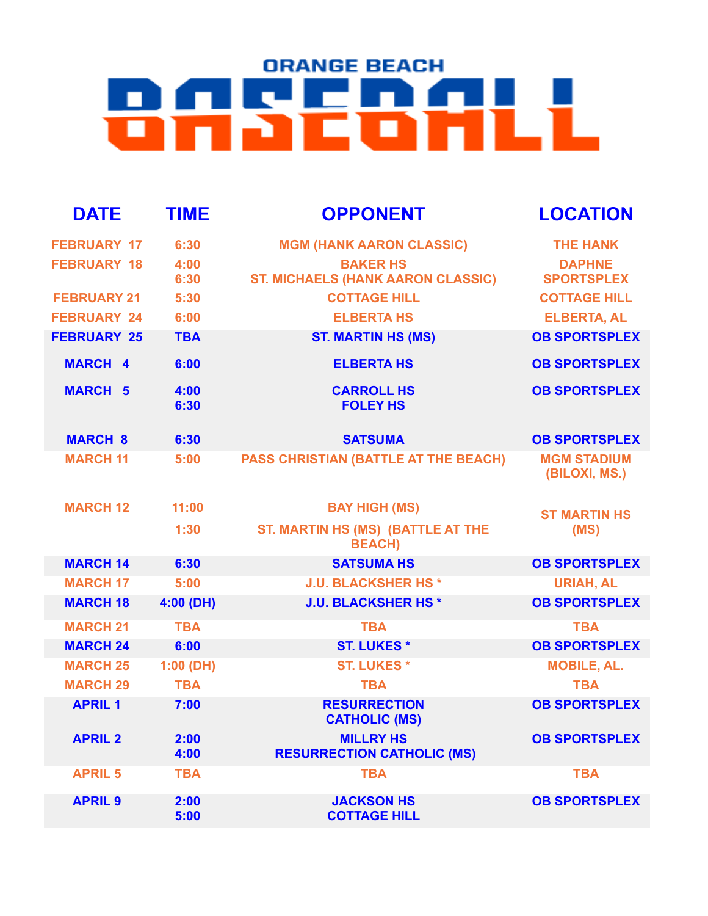# ORANGE BEACH BASEBALL

| DATE | TIME | OPPONENT | LOCATION |
|---|---|---|---|
| FEBRUARY 17 | 6:30 | MGM (HANK AARON CLASSIC) | THE HANK |
| FEBRUARY 18 | 4:00<br>6:30 | BAKER HS<br>ST. MICHAELS (HANK AARON CLASSIC) | DAPHNE SPORTSPLEX |
| FEBRUARY 21 | 5:30 | COTTAGE HILL | COTTAGE HILL |
| FEBRUARY 24 | 6:00 | ELBERTA HS | ELBERTA, AL |
| FEBRUARY 25 | TBA | ST. MARTIN HS (MS) | OB SPORTSPLEX |
| MARCH 4 | 6:00 | ELBERTA HS | OB SPORTSPLEX |
| MARCH 5 | 4:00<br>6:30 | CARROLL HS<br>FOLEY HS | OB SPORTSPLEX |
| MARCH 8 | 6:30 | SATSUMA | OB SPORTSPLEX |
| MARCH 11 | 5:00 | PASS CHRISTIAN (BATTLE AT THE BEACH) | MGM STADIUM (BILOXI, MS.) |
| MARCH 12 | 11:00<br>1:30 | BAY HIGH (MS)<br>ST. MARTIN HS (MS) (BATTLE AT THE BEACH) | ST MARTIN HS (MS) |
| MARCH 14 | 6:30 | SATSUMA HS | OB SPORTSPLEX |
| MARCH 17 | 5:00 | J.U. BLACKSHER HS * | URIAH, AL |
| MARCH 18 | 4:00 (DH) | J.U. BLACKSHER HS * | OB SPORTSPLEX |
| MARCH 21 | TBA | TBA | TBA |
| MARCH 24 | 6:00 | ST. LUKES * | OB SPORTSPLEX |
| MARCH 25 | 1:00 (DH) | ST. LUKES * | MOBILE, AL. |
| MARCH 29 | TBA | TBA | TBA |
| APRIL 1 | 7:00 | RESURRECTION CATHOLIC (MS) | OB SPORTSPLEX |
| APRIL 2 | 2:00<br>4:00 | MILLRY HS<br>RESURRECTION CATHOLIC (MS) | OB SPORTSPLEX |
| APRIL 5 | TBA | TBA | TBA |
| APRIL 9 | 2:00<br>5:00 | JACKSON HS<br>COTTAGE HILL | OB SPORTSPLEX |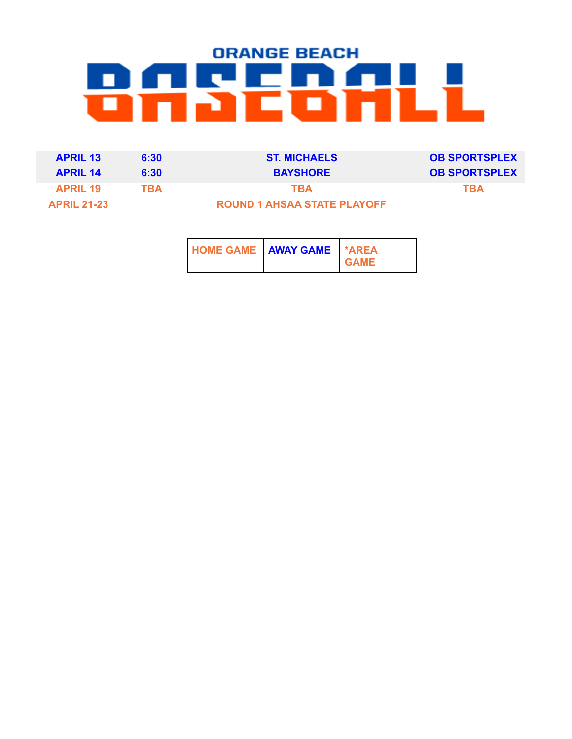ORANGE BEACH

# BASEBALL

| | | | |
|---|---|---|---|
| APRIL 13 | 6:30 | ST. MICHAELS | OB SPORTSPLEX |
| APRIL 14 | 6:30 | BAYSHORE | OB SPORTSPLEX |
| APRIL 19 | TBA | TBA | TBA |
| APRIL 21-23 | | ROUND 1 AHSAA STATE PLAYOFF | |

| | | |
|---|---|---|
| HOME GAME | AWAY GAME | *AREA GAME |